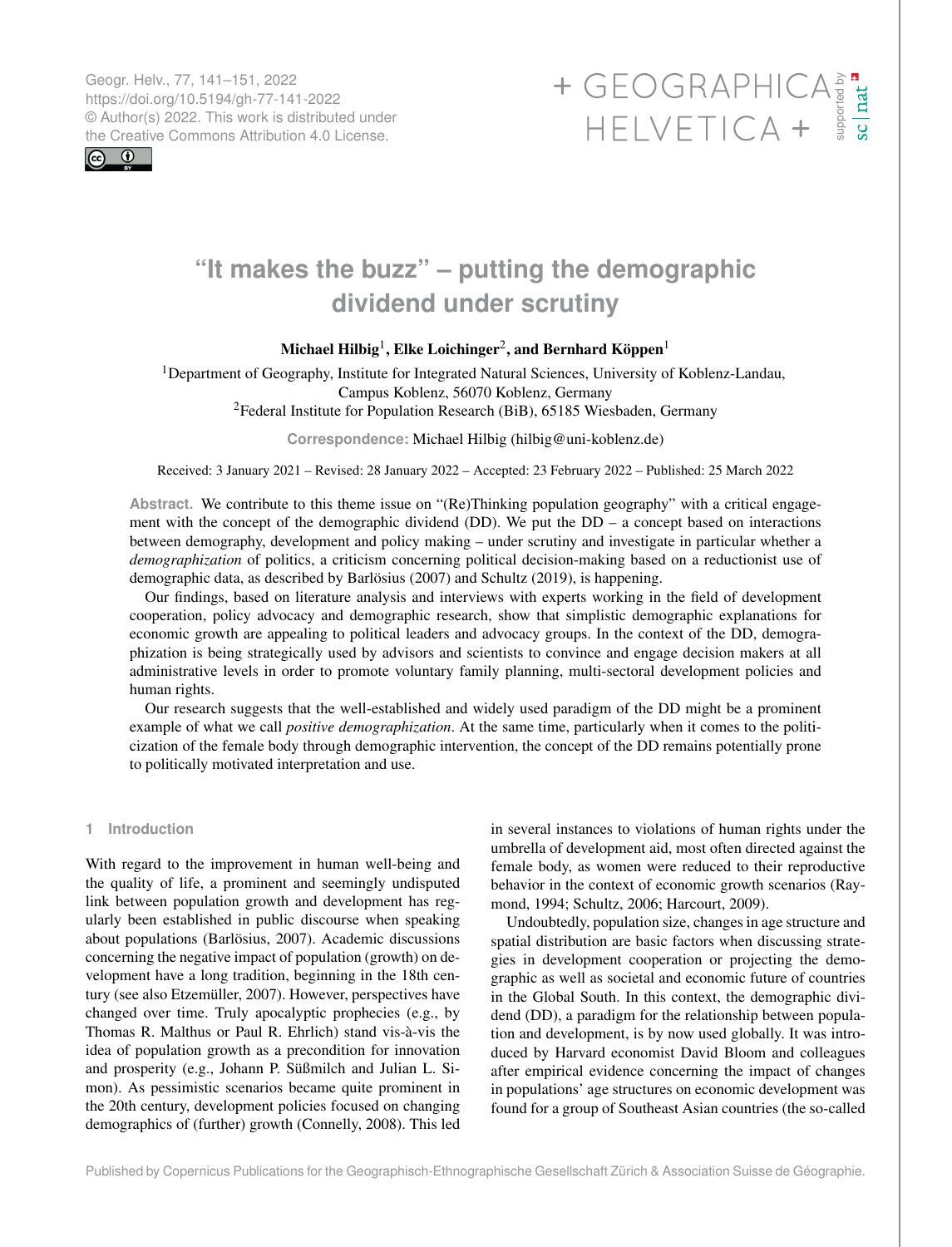Geogr. Helv., 77, 141–151, 2022
https://doi.org/10.5194/gh-77-141-2022
© Author(s) 2022. This work is distributed under the Creative Commons Attribution 4.0 License.

# “It makes the buzz” – putting the demographic dividend under scrutiny

**Michael Hilbig[1], Elke Loichinger[2], and Bernhard Köppen[1]**

[1]Department of Geography, Institute for Integrated Natural Sciences, University of Koblenz-Landau, Campus Koblenz, 56070 Koblenz, Germany
[2]Federal Institute for Population Research (BiB), 65185 Wiesbaden, Germany

**Correspondence:** Michael Hilbig (hilbig@uni-koblenz.de)

Received: 3 January 2021 – Revised: 28 January 2022 – Accepted: 23 February 2022 – Published: 25 March 2022

**Abstract.** We contribute to this theme issue on “(Re)Thinking population geography” with a critical engagement with the concept of the demographic dividend (DD). We put the DD – a concept based on interactions between demography, development and policy making – under scrutiny and investigate in particular whether a *demographization* of politics, a criticism concerning political decision-making based on a reductionist use of demographic data, as described by Barlösius (2007) and Schultz (2019), is happening.

Our findings, based on literature analysis and interviews with experts working in the field of development cooperation, policy advocacy and demographic research, show that simplistic demographic explanations for economic growth are appealing to political leaders and advocacy groups. In the context of the DD, demographization is being strategically used by advisors and scientists to convince and engage decision makers at all administrative levels in order to promote voluntary family planning, multi-sectoral development policies and human rights.

Our research suggests that the well-established and widely used paradigm of the DD might be a prominent example of what we call *positive demographization*. At the same time, particularly when it comes to the politicization of the female body through demographic intervention, the concept of the DD remains potentially prone to politically motivated interpretation and use.

## 1 Introduction

With regard to the improvement in human well-being and the quality of life, a prominent and seemingly undisputed link between population growth and development has regularly been established in public discourse when speaking about populations (Barlösius, 2007). Academic discussions concerning the negative impact of population (growth) on development have a long tradition, beginning in the 18th century (see also Etzemüller, 2007). However, perspectives have changed over time. Truly apocalyptic prophecies (e.g., by Thomas R. Malthus or Paul R. Ehrlich) stand vis-à-vis the idea of population growth as a precondition for innovation and prosperity (e.g., Johann P. Süßmilch and Julian L. Simon). As pessimistic scenarios became quite prominent in the 20th century, development policies focused on changing demographics of (further) growth (Connelly, 2008). This led in several instances to violations of human rights under the umbrella of development aid, most often directed against the female body, as women were reduced to their reproductive behavior in the context of economic growth scenarios (Raymond, 1994; Schultz, 2006; Harcourt, 2009).

Undoubtedly, population size, changes in age structure and spatial distribution are basic factors when discussing strategies in development cooperation or projecting the demographic as well as societal and economic future of countries in the Global South. In this context, the demographic dividend (DD), a paradigm for the relationship between population and development, is by now used globally. It was introduced by Harvard economist David Bloom and colleagues after empirical evidence concerning the impact of changes in populations’ age structures on economic development was found for a group of Southeast Asian countries (the so-called

Published by Copernicus Publications for the Geographisch-Ethnographische Gesellschaft Zürich & Association Suisse de Géographie.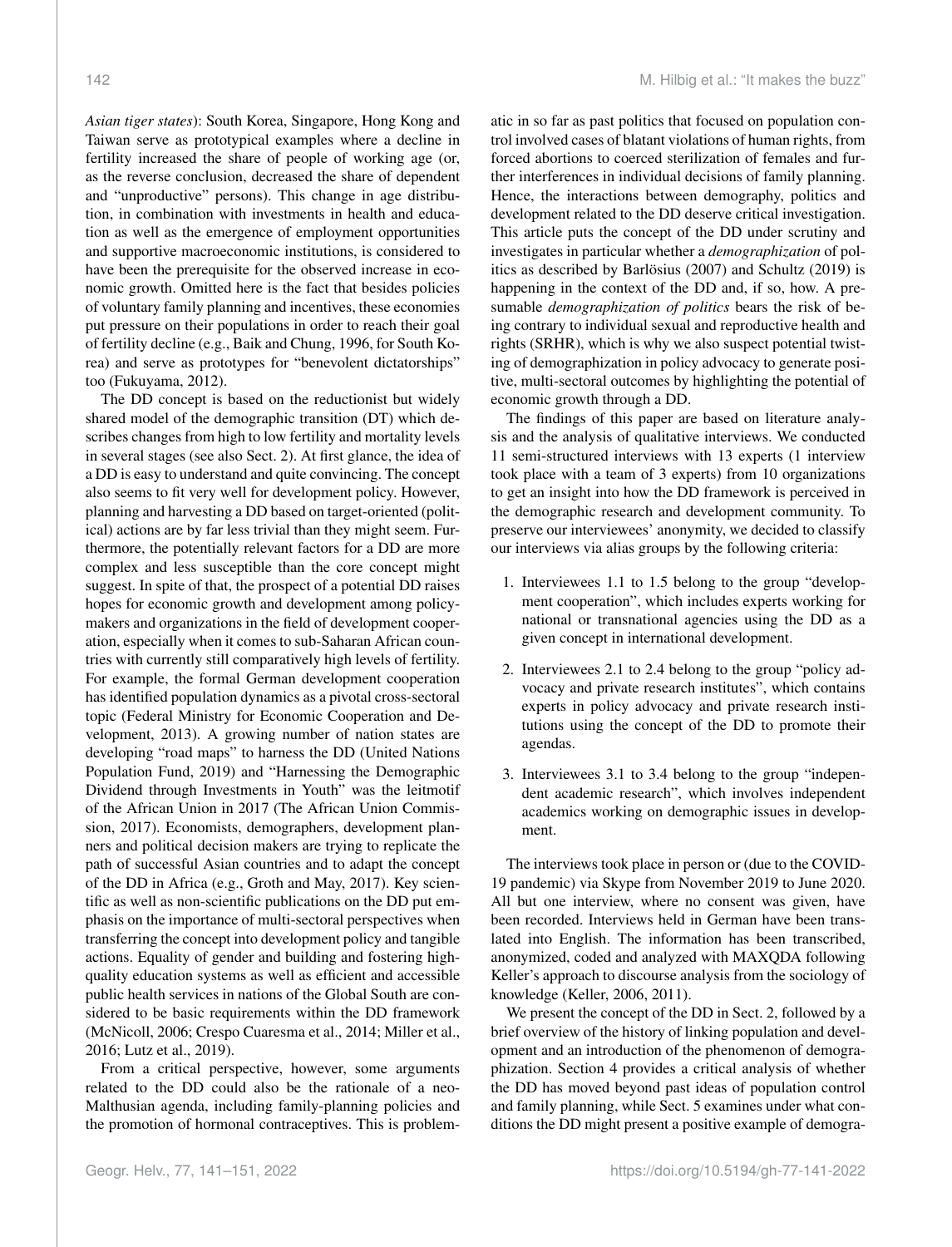*Asian tiger states*): South Korea, Singapore, Hong Kong and Taiwan serve as prototypical examples where a decline in fertility increased the share of people of working age (or, as the reverse conclusion, decreased the share of dependent and "unproductive" persons). This change in age distribution, in combination with investments in health and education as well as the emergence of employment opportunities and supportive macroeconomic institutions, is considered to have been the prerequisite for the observed increase in economic growth. Omitted here is the fact that besides policies of voluntary family planning and incentives, these economies put pressure on their populations in order to reach their goal of fertility decline (e.g., Baik and Chung, 1996, for South Korea) and serve as prototypes for "benevolent dictatorships" too (Fukuyama, 2012).

The DD concept is based on the reductionist but widely shared model of the demographic transition (DT) which describes changes from high to low fertility and mortality levels in several stages (see also Sect. 2). At first glance, the idea of a DD is easy to understand and quite convincing. The concept also seems to fit very well for development policy. However, planning and harvesting a DD based on target-oriented (political) actions are by far less trivial than they might seem. Furthermore, the potentially relevant factors for a DD are more complex and less susceptible than the core concept might suggest. In spite of that, the prospect of a potential DD raises hopes for economic growth and development among policymakers and organizations in the field of development cooperation, especially when it comes to sub-Saharan African countries with currently still comparatively high levels of fertility. For example, the formal German development cooperation has identified population dynamics as a pivotal cross-sectoral topic (Federal Ministry for Economic Cooperation and Development, 2013). A growing number of nation states are developing "road maps" to harness the DD (United Nations Population Fund, 2019) and "Harnessing the Demographic Dividend through Investments in Youth" was the leitmotif of the African Union in 2017 (The African Union Commission, 2017). Economists, demographers, development planners and political decision makers are trying to replicate the path of successful Asian countries and to adapt the concept of the DD in Africa (e.g., Groth and May, 2017). Key scientific as well as non-scientific publications on the DD put emphasis on the importance of multi-sectoral perspectives when transferring the concept into development policy and tangible actions. Equality of gender and building and fostering high-quality education systems as well as efficient and accessible public health services in nations of the Global South are considered to be basic requirements within the DD framework (McNicoll, 2006; Crespo Cuaresma et al., 2014; Miller et al., 2016; Lutz et al., 2019).

From a critical perspective, however, some arguments related to the DD could also be the rationale of a neo-Malthusian agenda, including family-planning policies and the promotion of hormonal contraceptives. This is problematic in so far as past politics that focused on population control involved cases of blatant violations of human rights, from forced abortions to coerced sterilization of females and further interferences in individual decisions of family planning. Hence, the interactions between demography, politics and development related to the DD deserve critical investigation. This article puts the concept of the DD under scrutiny and investigates in particular whether a *demographization* of politics as described by Barlösius (2007) and Schultz (2019) is happening in the context of the DD and, if so, how. A presumable *demographization of politics* bears the risk of being contrary to individual sexual and reproductive health and rights (SRHR), which is why we also suspect potential twisting of demographization in policy advocacy to generate positive, multi-sectoral outcomes by highlighting the potential of economic growth through a DD.

The findings of this paper are based on literature analysis and the analysis of qualitative interviews. We conducted 11 semi-structured interviews with 13 experts (1 interview took place with a team of 3 experts) from 10 organizations to get an insight into how the DD framework is perceived in the demographic research and development community. To preserve our interviewees' anonymity, we decided to classify our interviews via alias groups by the following criteria:

1. Interviewees 1.1 to 1.5 belong to the group "development cooperation", which includes experts working for national or transnational agencies using the DD as a given concept in international development.

2. Interviewees 2.1 to 2.4 belong to the group "policy advocacy and private research institutes", which contains experts in policy advocacy and private research institutions using the concept of the DD to promote their agendas.

3. Interviewees 3.1 to 3.4 belong to the group "independent academic research", which involves independent academics working on demographic issues in development.

The interviews took place in person or (due to the COVID-19 pandemic) via Skype from November 2019 to June 2020. All but one interview, where no consent was given, have been recorded. Interviews held in German have been translated into English. The information has been transcribed, anonymized, coded and analyzed with MAXQDA following Keller's approach to discourse analysis from the sociology of knowledge (Keller, 2006, 2011).

We present the concept of the DD in Sect. 2, followed by a brief overview of the history of linking population and development and an introduction of the phenomenon of demographization. Section 4 provides a critical analysis of whether the DD has moved beyond past ideas of population control and family planning, while Sect. 5 examines under what conditions the DD might present a positive example of demogra-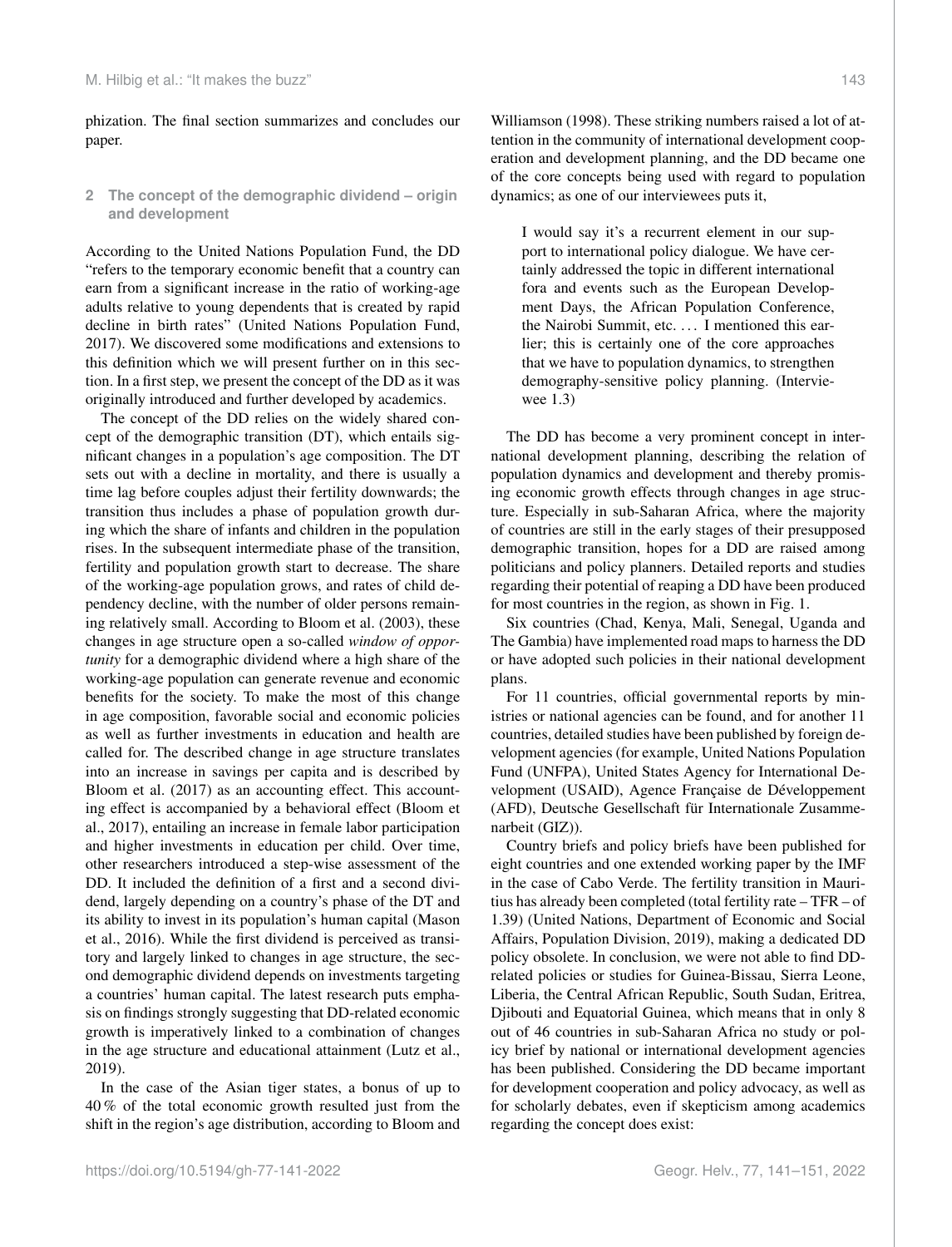phization. The final section summarizes and concludes our paper.

## 2 The concept of the demographic dividend – origin and development

According to the United Nations Population Fund, the DD "refers to the temporary economic benefit that a country can earn from a significant increase in the ratio of working-age adults relative to young dependents that is created by rapid decline in birth rates" (United Nations Population Fund, 2017). We discovered some modifications and extensions to this definition which we will present further on in this section. In a first step, we present the concept of the DD as it was originally introduced and further developed by academics.

The concept of the DD relies on the widely shared concept of the demographic transition (DT), which entails significant changes in a population's age composition. The DT sets out with a decline in mortality, and there is usually a time lag before couples adjust their fertility downwards; the transition thus includes a phase of population growth during which the share of infants and children in the population rises. In the subsequent intermediate phase of the transition, fertility and population growth start to decrease. The share of the working-age population grows, and rates of child dependency decline, with the number of older persons remaining relatively small. According to Bloom et al. (2003), these changes in age structure open a so-called *window of opportunity* for a demographic dividend where a high share of the working-age population can generate revenue and economic benefits for the society. To make the most of this change in age composition, favorable social and economic policies as well as further investments in education and health are called for. The described change in age structure translates into an increase in savings per capita and is described by Bloom et al. (2017) as an accounting effect. This accounting effect is accompanied by a behavioral effect (Bloom et al., 2017), entailing an increase in female labor participation and higher investments in education per child. Over time, other researchers introduced a step-wise assessment of the DD. It included the definition of a first and a second dividend, largely depending on a country's phase of the DT and its ability to invest in its population's human capital (Mason et al., 2016). While the first dividend is perceived as transitory and largely linked to changes in age structure, the second demographic dividend depends on investments targeting a countries' human capital. The latest research puts emphasis on findings strongly suggesting that DD-related economic growth is imperatively linked to a combination of changes in the age structure and educational attainment (Lutz et al., 2019).

In the case of the Asian tiger states, a bonus of up to 40 % of the total economic growth resulted just from the shift in the region's age distribution, according to Bloom and Williamson (1998). These striking numbers raised a lot of attention in the community of international development cooperation and development planning, and the DD became one of the core concepts being used with regard to population dynamics; as one of our interviewees puts it,

> I would say it's a recurrent element in our support to international policy dialogue. We have certainly addressed the topic in different international fora and events such as the European Development Days, the African Population Conference, the Nairobi Summit, etc. ... I mentioned this earlier; this is certainly one of the core approaches that we have to population dynamics, to strengthen demography-sensitive policy planning. (Interviewee 1.3)

The DD has become a very prominent concept in international development planning, describing the relation of population dynamics and development and thereby promising economic growth effects through changes in age structure. Especially in sub-Saharan Africa, where the majority of countries are still in the early stages of their presupposed demographic transition, hopes for a DD are raised among politicians and policy planners. Detailed reports and studies regarding their potential of reaping a DD have been produced for most countries in the region, as shown in Fig. 1.

Six countries (Chad, Kenya, Mali, Senegal, Uganda and The Gambia) have implemented road maps to harness the DD or have adopted such policies in their national development plans.

For 11 countries, official governmental reports by ministries or national agencies can be found, and for another 11 countries, detailed studies have been published by foreign development agencies (for example, United Nations Population Fund (UNFPA), United States Agency for International Development (USAID), Agence Française de Développement (AFD), Deutsche Gesellschaft für Internationale Zusammenarbeit (GIZ)).

Country briefs and policy briefs have been published for eight countries and one extended working paper by the IMF in the case of Cabo Verde. The fertility transition in Mauritius has already been completed (total fertility rate – TFR – of 1.39) (United Nations, Department of Economic and Social Affairs, Population Division, 2019), making a dedicated DD policy obsolete. In conclusion, we were not able to find DD-related policies or studies for Guinea-Bissau, Sierra Leone, Liberia, the Central African Republic, South Sudan, Eritrea, Djibouti and Equatorial Guinea, which means that in only 8 out of 46 countries in sub-Saharan Africa no study or policy brief by national or international development agencies has been published. Considering the DD became important for development cooperation and policy advocacy, as well as for scholarly debates, even if skepticism among academics regarding the concept does exist: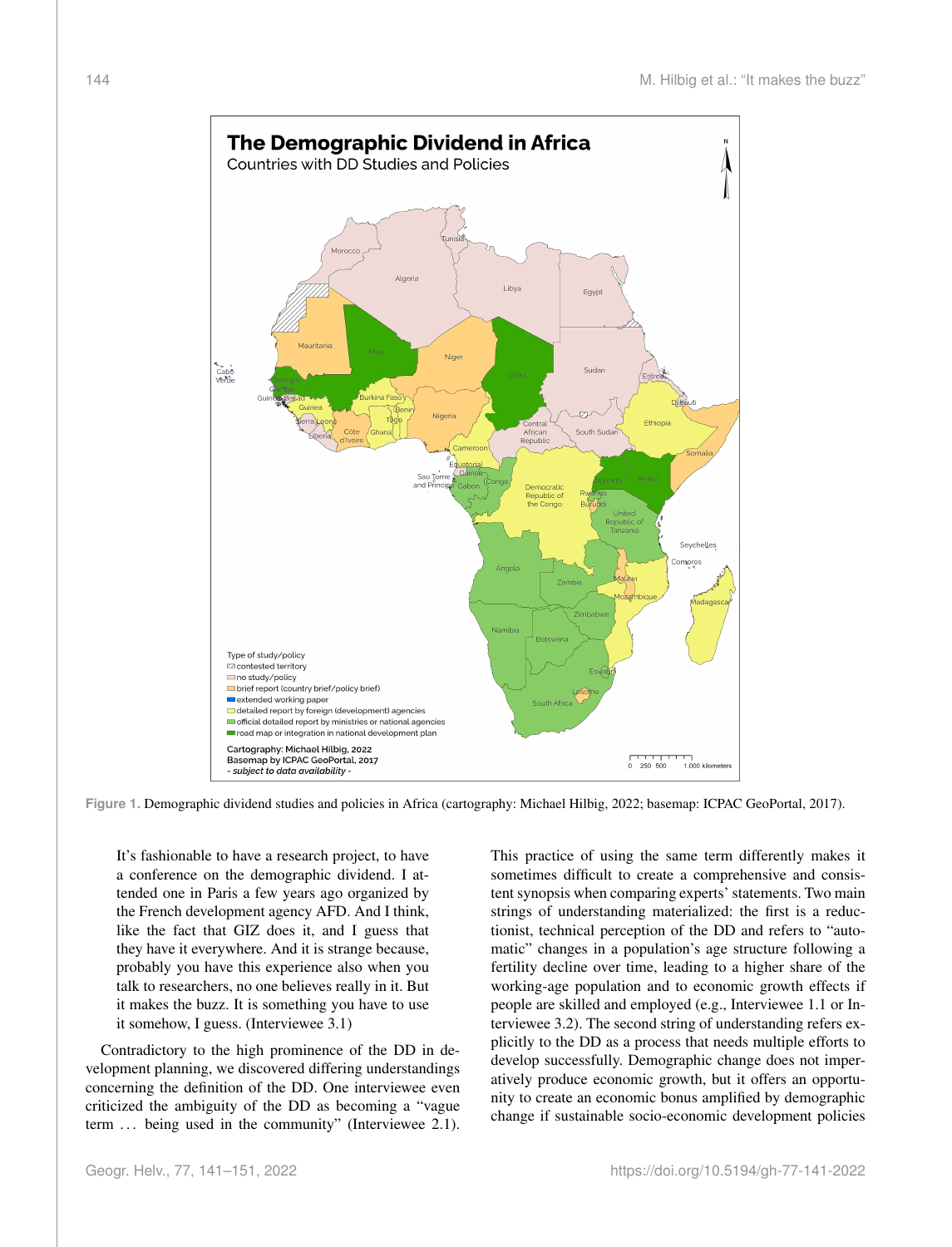Figure 1. Demographic dividend studies and policies in Africa (cartography: Michael Hilbig, 2022; basemap: ICPAC GeoPortal, 2017).

> It's fashionable to have a research project, to have a conference on the demographic dividend. I attended one in Paris a few years ago organized by the French development agency AFD. And I think, like the fact that GIZ does it, and I guess that they have it everywhere. And it is strange because, probably you have this experience also when you talk to researchers, no one believes really in it. But it makes the buzz. It is something you have to use it somehow, I guess. (Interviewee 3.1)

Contradictory to the high prominence of the DD in development planning, we discovered differing understandings concerning the definition of the DD. One interviewee even criticized the ambiguity of the DD as becoming a "vague term … being used in the community" (Interviewee 2.1). This practice of using the same term differently makes it sometimes difficult to create a comprehensive and consistent synopsis when comparing experts' statements. Two main strings of understanding materialized: the first is a reductionist, technical perception of the DD and refers to "automatic" changes in a population's age structure following a fertility decline over time, leading to a higher share of the working-age population and to economic growth effects if people are skilled and employed (e.g., Interviewee 1.1 or Interviewee 3.2). The second string of understanding refers explicitly to the DD as a process that needs multiple efforts to develop successfully. Demographic change does not imperatively produce economic growth, but it offers an opportunity to create an economic bonus amplified by demographic change if sustainable socio-economic development policies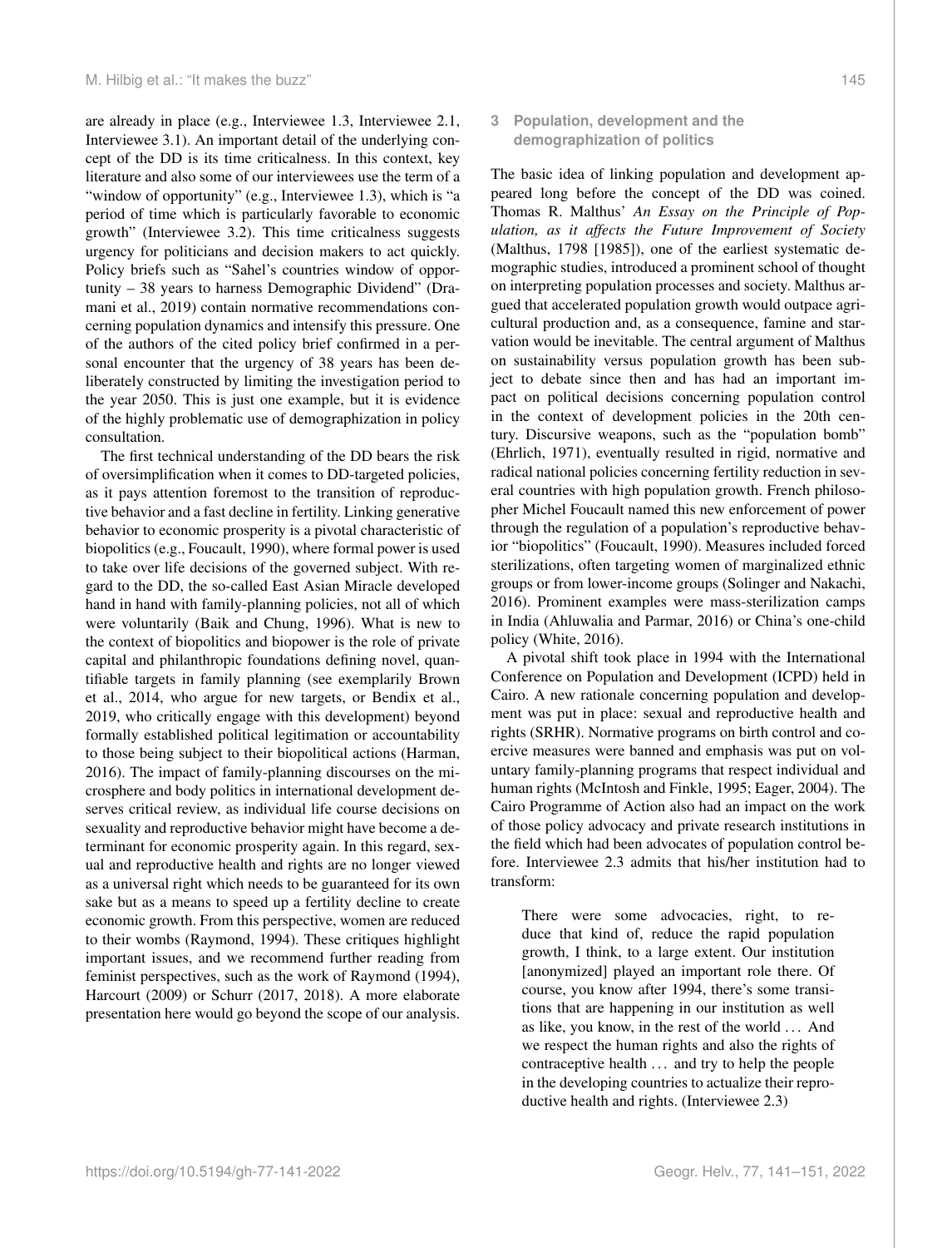are already in place (e.g., Interviewee 1.3, Interviewee 2.1, Interviewee 3.1). An important detail of the underlying concept of the DD is its time criticalness. In this context, key literature and also some of our interviewees use the term of a "window of opportunity" (e.g., Interviewee 1.3), which is "a period of time which is particularly favorable to economic growth" (Interviewee 3.2). This time criticalness suggests urgency for politicians and decision makers to act quickly. Policy briefs such as "Sahel's countries window of opportunity – 38 years to harness Demographic Dividend" (Dramani et al., 2019) contain normative recommendations concerning population dynamics and intensify this pressure. One of the authors of the cited policy brief confirmed in a personal encounter that the urgency of 38 years has been deliberately constructed by limiting the investigation period to the year 2050. This is just one example, but it is evidence of the highly problematic use of demographization in policy consultation.

The first technical understanding of the DD bears the risk of oversimplification when it comes to DD-targeted policies, as it pays attention foremost to the transition of reproductive behavior and a fast decline in fertility. Linking generative behavior to economic prosperity is a pivotal characteristic of biopolitics (e.g., Foucault, 1990), where formal power is used to take over life decisions of the governed subject. With regard to the DD, the so-called East Asian Miracle developed hand in hand with family-planning policies, not all of which were voluntarily (Baik and Chung, 1996). What is new to the context of biopolitics and biopower is the role of private capital and philanthropic foundations defining novel, quantifiable targets in family planning (see exemplarily Brown et al., 2014, who argue for new targets, or Bendix et al., 2019, who critically engage with this development) beyond formally established political legitimation or accountability to those being subject to their biopolitical actions (Harman, 2016). The impact of family-planning discourses on the microsphere and body politics in international development deserves critical review, as individual life course decisions on sexuality and reproductive behavior might have become a determinant for economic prosperity again. In this regard, sexual and reproductive health and rights are no longer viewed as a universal right which needs to be guaranteed for its own sake but as a means to speed up a fertility decline to create economic growth. From this perspective, women are reduced to their wombs (Raymond, 1994). These critiques highlight important issues, and we recommend further reading from feminist perspectives, such as the work of Raymond (1994), Harcourt (2009) or Schurr (2017, 2018). A more elaborate presentation here would go beyond the scope of our analysis.

## 3 Population, development and the demographization of politics

The basic idea of linking population and development appeared long before the concept of the DD was coined. Thomas R. Malthus' *An Essay on the Principle of Population, as it affects the Future Improvement of Society* (Malthus, 1798 [1985]), one of the earliest systematic demographic studies, introduced a prominent school of thought on interpreting population processes and society. Malthus argued that accelerated population growth would outpace agricultural production and, as a consequence, famine and starvation would be inevitable. The central argument of Malthus on sustainability versus population growth has been subject to debate since then and has had an important impact on political decisions concerning population control in the context of development policies in the 20th century. Discursive weapons, such as the "population bomb" (Ehrlich, 1971), eventually resulted in rigid, normative and radical national policies concerning fertility reduction in several countries with high population growth. French philosopher Michel Foucault named this new enforcement of power through the regulation of a population's reproductive behavior "biopolitics" (Foucault, 1990). Measures included forced sterilizations, often targeting women of marginalized ethnic groups or from lower-income groups (Solinger and Nakachi, 2016). Prominent examples were mass-sterilization camps in India (Ahluwalia and Parmar, 2016) or China's one-child policy (White, 2016).

A pivotal shift took place in 1994 with the International Conference on Population and Development (ICPD) held in Cairo. A new rationale concerning population and development was put in place: sexual and reproductive health and rights (SRHR). Normative programs on birth control and coercive measures were banned and emphasis was put on voluntary family-planning programs that respect individual and human rights (McIntosh and Finkle, 1995; Eager, 2004). The Cairo Programme of Action also had an impact on the work of those policy advocacy and private research institutions in the field which had been advocates of population control before. Interviewee 2.3 admits that his/her institution had to transform:

> There were some advocacies, right, to reduce that kind of, reduce the rapid population growth, I think, to a large extent. Our institution [anonymized] played an important role there. Of course, you know after 1994, there's some transitions that are happening in our institution as well as like, you know, in the rest of the world . . . And we respect the human rights and also the rights of contraceptive health . . . and try to help the people in the developing countries to actualize their reproductive health and rights. (Interviewee 2.3)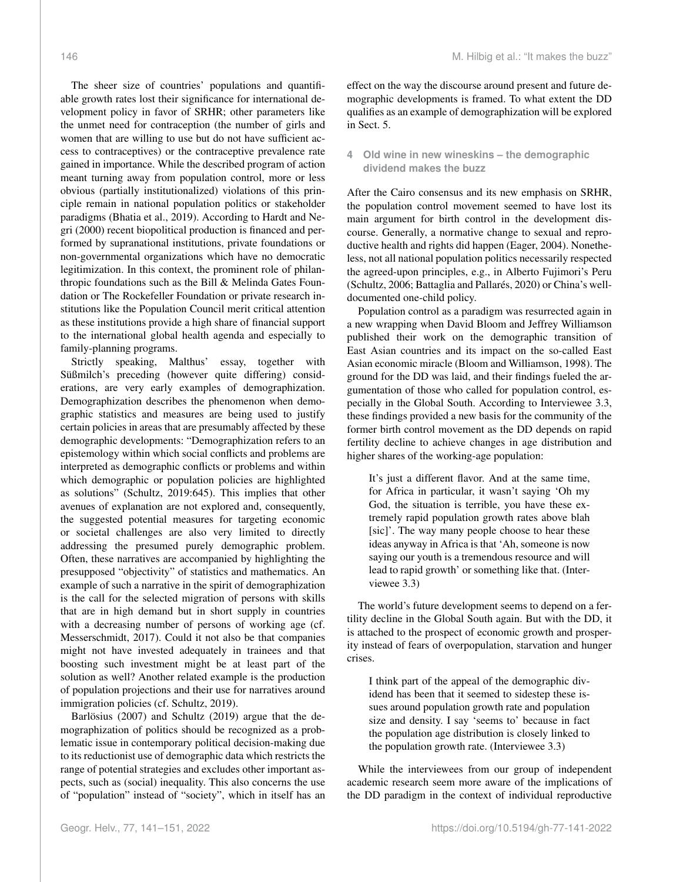The sheer size of countries' populations and quantifiable growth rates lost their significance for international development policy in favor of SRHR; other parameters like the unmet need for contraception (the number of girls and women that are willing to use but do not have sufficient access to contraceptives) or the contraceptive prevalence rate gained in importance. While the described program of action meant turning away from population control, more or less obvious (partially institutionalized) violations of this principle remain in national population politics or stakeholder paradigms (Bhatia et al., 2019). According to Hardt and Negri (2000) recent biopolitical production is financed and performed by supranational institutions, private foundations or non-governmental organizations which have no democratic legitimization. In this context, the prominent role of philanthropic foundations such as the Bill & Melinda Gates Foundation or The Rockefeller Foundation or private research institutions like the Population Council merit critical attention as these institutions provide a high share of financial support to the international global health agenda and especially to family-planning programs.

Strictly speaking, Malthus' essay, together with Süßmilch's preceding (however quite differing) considerations, are very early examples of demographization. Demographization describes the phenomenon when demographic statistics and measures are being used to justify certain policies in areas that are presumably affected by these demographic developments: "Demographization refers to an epistemology within which social conflicts and problems are interpreted as demographic conflicts or problems and within which demographic or population policies are highlighted as solutions" (Schultz, 2019:645). This implies that other avenues of explanation are not explored and, consequently, the suggested potential measures for targeting economic or societal challenges are also very limited to directly addressing the presumed purely demographic problem. Often, these narratives are accompanied by highlighting the presupposed "objectivity" of statistics and mathematics. An example of such a narrative in the spirit of demographization is the call for the selected migration of persons with skills that are in high demand but in short supply in countries with a decreasing number of persons of working age (cf. Messerschmidt, 2017). Could it not also be that companies might not have invested adequately in trainees and that boosting such investment might be at least part of the solution as well? Another related example is the production of population projections and their use for narratives around immigration policies (cf. Schultz, 2019).

Barlösius (2007) and Schultz (2019) argue that the demographization of politics should be recognized as a problematic issue in contemporary political decision-making due to its reductionist use of demographic data which restricts the range of potential strategies and excludes other important aspects, such as (social) inequality. This also concerns the use of "population" instead of "society", which in itself has an effect on the way the discourse around present and future demographic developments is framed. To what extent the DD qualifies as an example of demographization will be explored in Sect. 5.

## 4 Old wine in new wineskins – the demographic dividend makes the buzz

After the Cairo consensus and its new emphasis on SRHR, the population control movement seemed to have lost its main argument for birth control in the development discourse. Generally, a normative change to sexual and reproductive health and rights did happen (Eager, 2004). Nonetheless, not all national population politics necessarily respected the agreed-upon principles, e.g., in Alberto Fujimori's Peru (Schultz, 2006; Battaglia and Pallarés, 2020) or China's well-documented one-child policy.

Population control as a paradigm was resurrected again in a new wrapping when David Bloom and Jeffrey Williamson published their work on the demographic transition of East Asian countries and its impact on the so-called East Asian economic miracle (Bloom and Williamson, 1998). The ground for the DD was laid, and their findings fueled the argumentation of those who called for population control, especially in the Global South. According to Interviewee 3.3, these findings provided a new basis for the community of the former birth control movement as the DD depends on rapid fertility decline to achieve changes in age distribution and higher shares of the working-age population:

> It's just a different flavor. And at the same time, for Africa in particular, it wasn't saying 'Oh my God, the situation is terrible, you have these extremely rapid population growth rates above blah [sic]'. The way many people choose to hear these ideas anyway in Africa is that 'Ah, someone is now saying our youth is a tremendous resource and will lead to rapid growth' or something like that. (Interviewee 3.3)

The world's future development seems to depend on a fertility decline in the Global South again. But with the DD, it is attached to the prospect of economic growth and prosperity instead of fears of overpopulation, starvation and hunger crises.

> I think part of the appeal of the demographic dividend has been that it seemed to sidestep these issues around population growth rate and population size and density. I say 'seems to' because in fact the population age distribution is closely linked to the population growth rate. (Interviewee 3.3)

While the interviewees from our group of independent academic research seem more aware of the implications of the DD paradigm in the context of individual reproductive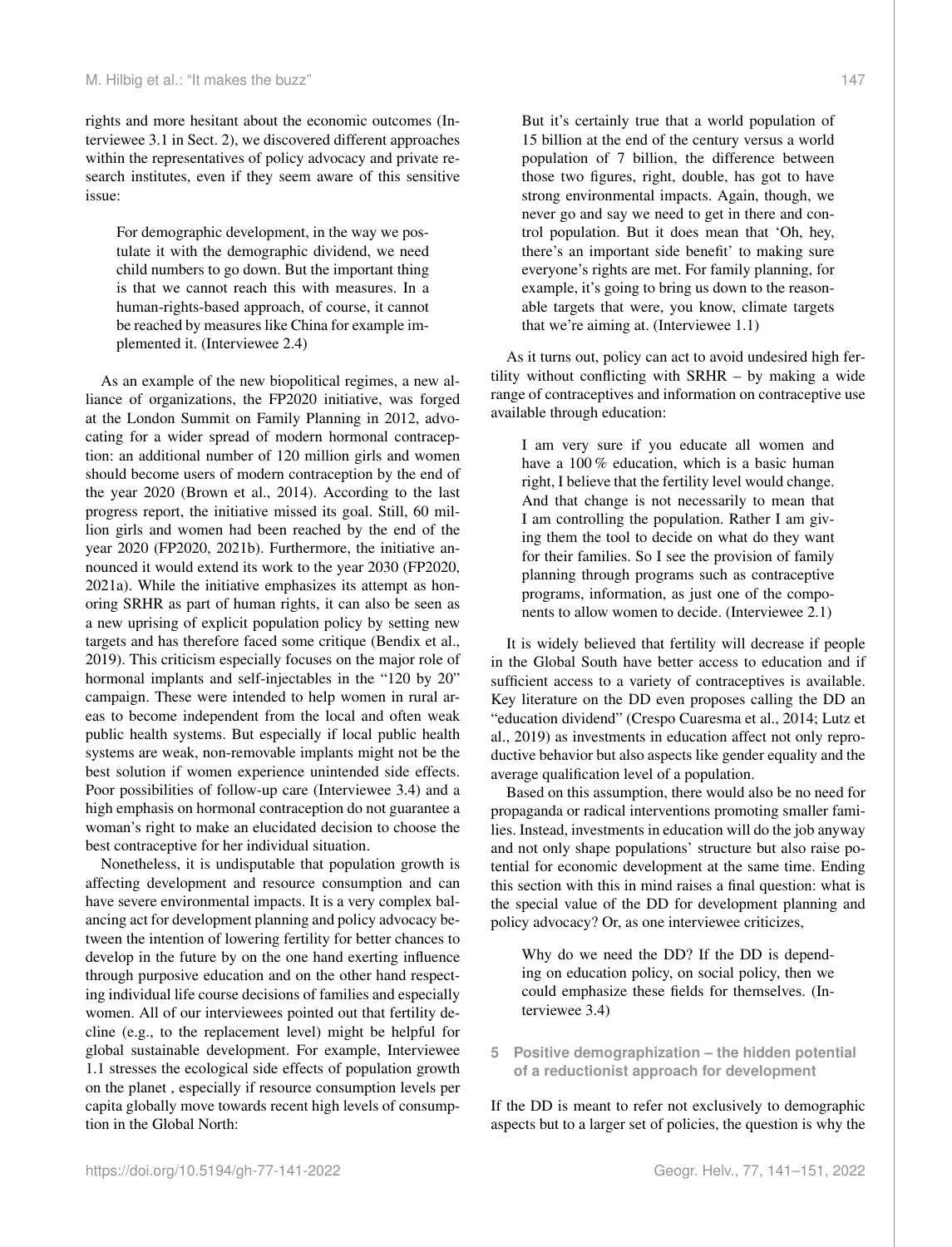rights and more hesitant about the economic outcomes (Interviewee 3.1 in Sect. 2), we discovered different approaches within the representatives of policy advocacy and private research institutes, even if they seem aware of this sensitive issue:

> For demographic development, in the way we postulate it with the demographic dividend, we need child numbers to go down. But the important thing is that we cannot reach this with measures. In a human-rights-based approach, of course, it cannot be reached by measures like China for example implemented it. (Interviewee 2.4)

As an example of the new biopolitical regimes, a new alliance of organizations, the FP2020 initiative, was forged at the London Summit on Family Planning in 2012, advocating for a wider spread of modern hormonal contraception: an additional number of 120 million girls and women should become users of modern contraception by the end of the year 2020 (Brown et al., 2014). According to the last progress report, the initiative missed its goal. Still, 60 million girls and women had been reached by the end of the year 2020 (FP2020, 2021b). Furthermore, the initiative announced it would extend its work to the year 2030 (FP2020, 2021a). While the initiative emphasizes its attempt as honoring SRHR as part of human rights, it can also be seen as a new uprising of explicit population policy by setting new targets and has therefore faced some critique (Bendix et al., 2019). This criticism especially focuses on the major role of hormonal implants and self-injectables in the "120 by 20" campaign. These were intended to help women in rural areas to become independent from the local and often weak public health systems. But especially if local public health systems are weak, non-removable implants might not be the best solution if women experience unintended side effects. Poor possibilities of follow-up care (Interviewee 3.4) and a high emphasis on hormonal contraception do not guarantee a woman's right to make an elucidated decision to choose the best contraceptive for her individual situation.

Nonetheless, it is undisputable that population growth is affecting development and resource consumption and can have severe environmental impacts. It is a very complex balancing act for development planning and policy advocacy between the intention of lowering fertility for better chances to develop in the future by on the one hand exerting influence through purposive education and on the other hand respecting individual life course decisions of families and especially women. All of our interviewees pointed out that fertility decline (e.g., to the replacement level) might be helpful for global sustainable development. For example, Interviewee 1.1 stresses the ecological side effects of population growth on the planet , especially if resource consumption levels per capita globally move towards recent high levels of consumption in the Global North:

> But it's certainly true that a world population of 15 billion at the end of the century versus a world population of 7 billion, the difference between those two figures, right, double, has got to have strong environmental impacts. Again, though, we never go and say we need to get in there and control population. But it does mean that 'Oh, hey, there's an important side benefit' to making sure everyone's rights are met. For family planning, for example, it's going to bring us down to the reasonable targets that were, you know, climate targets that we're aiming at. (Interviewee 1.1)

As it turns out, policy can act to avoid undesired high fertility without conflicting with SRHR – by making a wide range of contraceptives and information on contraceptive use available through education:

> I am very sure if you educate all women and have a 100 % education, which is a basic human right, I believe that the fertility level would change. And that change is not necessarily to mean that I am controlling the population. Rather I am giving them the tool to decide on what do they want for their families. So I see the provision of family planning through programs such as contraceptive programs, information, as just one of the components to allow women to decide. (Interviewee 2.1)

It is widely believed that fertility will decrease if people in the Global South have better access to education and if sufficient access to a variety of contraceptives is available. Key literature on the DD even proposes calling the DD an "education dividend" (Crespo Cuaresma et al., 2014; Lutz et al., 2019) as investments in education affect not only reproductive behavior but also aspects like gender equality and the average qualification level of a population.

Based on this assumption, there would also be no need for propaganda or radical interventions promoting smaller families. Instead, investments in education will do the job anyway and not only shape populations' structure but also raise potential for economic development at the same time. Ending this section with this in mind raises a final question: what is the special value of the DD for development planning and policy advocacy? Or, as one interviewee criticizes,

> Why do we need the DD? If the DD is depending on education policy, on social policy, then we could emphasize these fields for themselves. (Interviewee 3.4)

## 5 Positive demographization – the hidden potential of a reductionist approach for development

If the DD is meant to refer not exclusively to demographic aspects but to a larger set of policies, the question is why the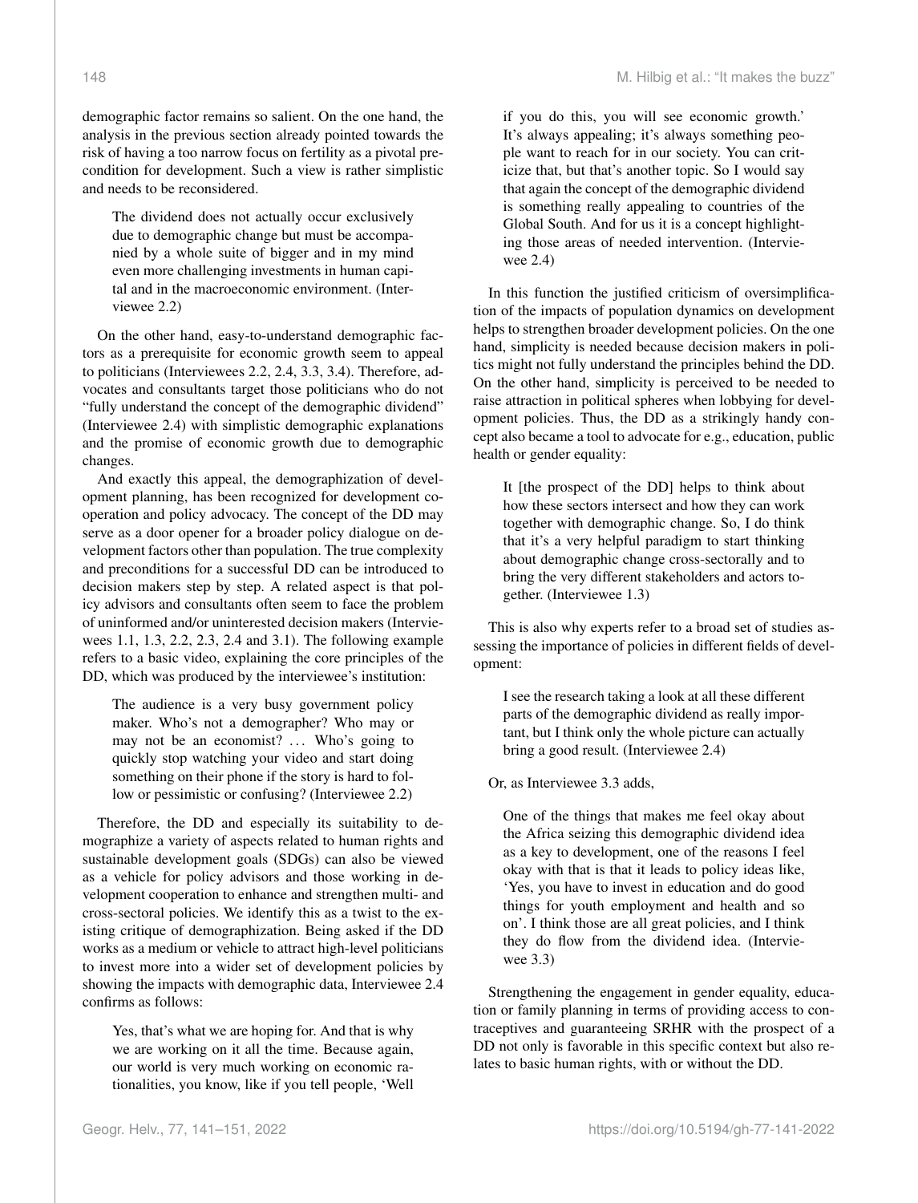demographic factor remains so salient. On the one hand, the analysis in the previous section already pointed towards the risk of having a too narrow focus on fertility as a pivotal precondition for development. Such a view is rather simplistic and needs to be reconsidered.

> The dividend does not actually occur exclusively due to demographic change but must be accompanied by a whole suite of bigger and in my mind even more challenging investments in human capital and in the macroeconomic environment. (Interviewee 2.2)

On the other hand, easy-to-understand demographic factors as a prerequisite for economic growth seem to appeal to politicians (Interviewees 2.2, 2.4, 3.3, 3.4). Therefore, advocates and consultants target those politicians who do not "fully understand the concept of the demographic dividend" (Interviewee 2.4) with simplistic demographic explanations and the promise of economic growth due to demographic changes.

And exactly this appeal, the demographization of development planning, has been recognized for development cooperation and policy advocacy. The concept of the DD may serve as a door opener for a broader policy dialogue on development factors other than population. The true complexity and preconditions for a successful DD can be introduced to decision makers step by step. A related aspect is that policy advisors and consultants often seem to face the problem of uninformed and/or uninterested decision makers (Interviewees 1.1, 1.3, 2.2, 2.3, 2.4 and 3.1). The following example refers to a basic video, explaining the core principles of the DD, which was produced by the interviewee's institution:

> The audience is a very busy government policy maker. Who's not a demographer? Who may or may not be an economist? ... Who's going to quickly stop watching your video and start doing something on their phone if the story is hard to follow or pessimistic or confusing? (Interviewee 2.2)

Therefore, the DD and especially its suitability to demographize a variety of aspects related to human rights and sustainable development goals (SDGs) can also be viewed as a vehicle for policy advisors and those working in development cooperation to enhance and strengthen multi- and cross-sectoral policies. We identify this as a twist to the existing critique of demographization. Being asked if the DD works as a medium or vehicle to attract high-level politicians to invest more into a wider set of development policies by showing the impacts with demographic data, Interviewee 2.4 confirms as follows:

> Yes, that's what we are hoping for. And that is why we are working on it all the time. Because again, our world is very much working on economic rationalities, you know, like if you tell people, 'Well if you do this, you will see economic growth.' It's always appealing; it's always something people want to reach for in our society. You can criticize that, but that's another topic. So I would say that again the concept of the demographic dividend is something really appealing to countries of the Global South. And for us it is a concept highlighting those areas of needed intervention. (Interviewee 2.4)

In this function the justified criticism of oversimplification of the impacts of population dynamics on development helps to strengthen broader development policies. On the one hand, simplicity is needed because decision makers in politics might not fully understand the principles behind the DD. On the other hand, simplicity is perceived to be needed to raise attraction in political spheres when lobbying for development policies. Thus, the DD as a strikingly handy concept also became a tool to advocate for e.g., education, public health or gender equality:

> It [the prospect of the DD] helps to think about how these sectors intersect and how they can work together with demographic change. So, I do think that it's a very helpful paradigm to start thinking about demographic change cross-sectorally and to bring the very different stakeholders and actors together. (Interviewee 1.3)

This is also why experts refer to a broad set of studies assessing the importance of policies in different fields of development:

> I see the research taking a look at all these different parts of the demographic dividend as really important, but I think only the whole picture can actually bring a good result. (Interviewee 2.4)

Or, as Interviewee 3.3 adds,

> One of the things that makes me feel okay about the Africa seizing this demographic dividend idea as a key to development, one of the reasons I feel okay with that is that it leads to policy ideas like, 'Yes, you have to invest in education and do good things for youth employment and health and so on'. I think those are all great policies, and I think they do flow from the dividend idea. (Interviewee 3.3)

Strengthening the engagement in gender equality, education or family planning in terms of providing access to contraceptives and guaranteeing SRHR with the prospect of a DD not only is favorable in this specific context but also relates to basic human rights, with or without the DD.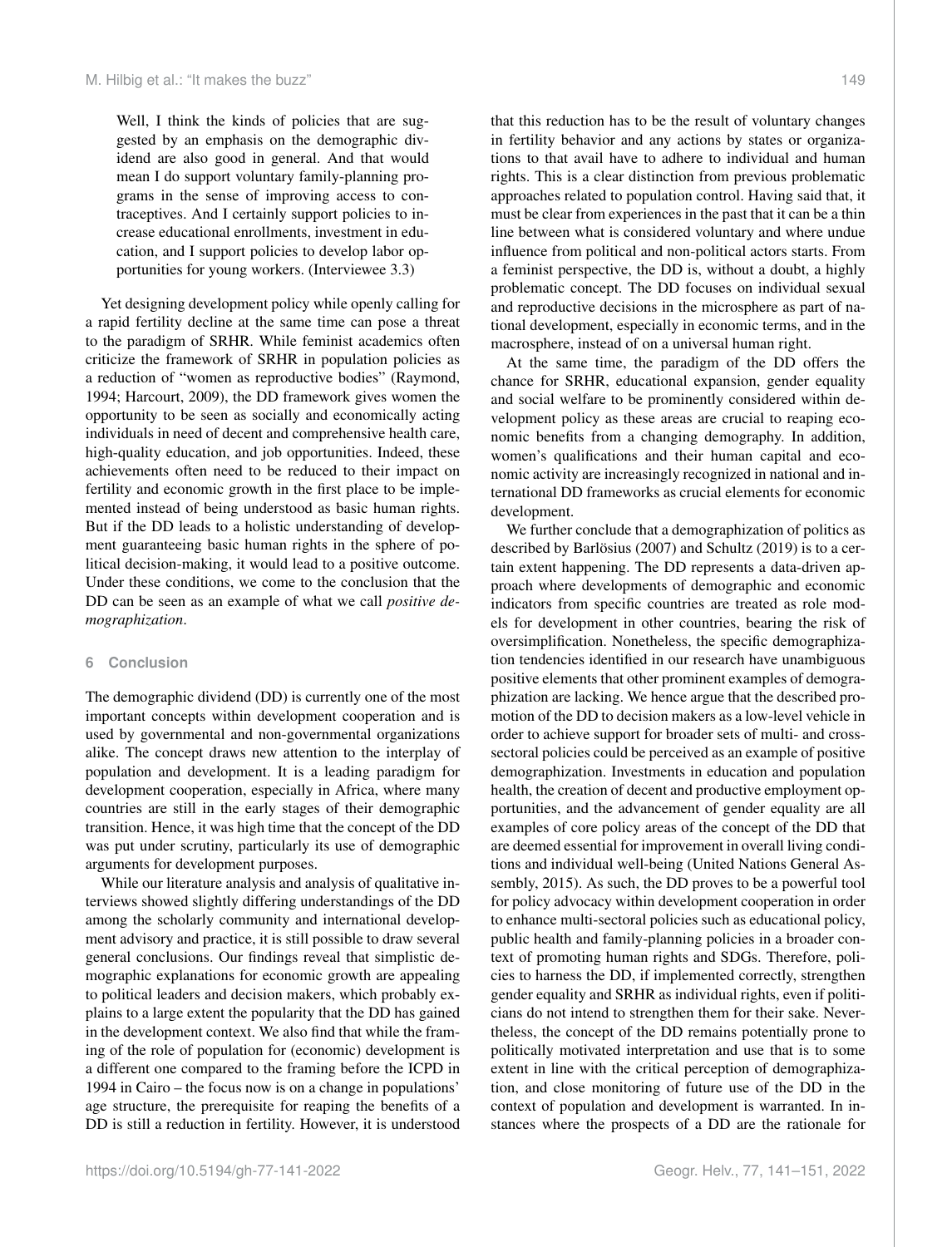> Well, I think the kinds of policies that are suggested by an emphasis on the demographic dividend are also good in general. And that would mean I do support voluntary family-planning programs in the sense of improving access to contraceptives. And I certainly support policies to increase educational enrollments, investment in education, and I support policies to develop labor opportunities for young workers. (Interviewee 3.3)

Yet designing development policy while openly calling for a rapid fertility decline at the same time can pose a threat to the paradigm of SRHR. While feminist academics often criticize the framework of SRHR in population policies as a reduction of "women as reproductive bodies" (Raymond, 1994; Harcourt, 2009), the DD framework gives women the opportunity to be seen as socially and economically acting individuals in need of decent and comprehensive health care, high-quality education, and job opportunities. Indeed, these achievements often need to be reduced to their impact on fertility and economic growth in the first place to be implemented instead of being understood as basic human rights. But if the DD leads to a holistic understanding of development guaranteeing basic human rights in the sphere of political decision-making, it would lead to a positive outcome. Under these conditions, we come to the conclusion that the DD can be seen as an example of what we call *positive demographization*.

## 6 Conclusion

The demographic dividend (DD) is currently one of the most important concepts within development cooperation and is used by governmental and non-governmental organizations alike. The concept draws new attention to the interplay of population and development. It is a leading paradigm for development cooperation, especially in Africa, where many countries are still in the early stages of their demographic transition. Hence, it was high time that the concept of the DD was put under scrutiny, particularly its use of demographic arguments for development purposes.

While our literature analysis and analysis of qualitative interviews showed slightly differing understandings of the DD among the scholarly community and international development advisory and practice, it is still possible to draw several general conclusions. Our findings reveal that simplistic demographic explanations for economic growth are appealing to political leaders and decision makers, which probably explains to a large extent the popularity that the DD has gained in the development context. We also find that while the framing of the role of population for (economic) development is a different one compared to the framing before the ICPD in 1994 in Cairo – the focus now is on a change in populations' age structure, the prerequisite for reaping the benefits of a DD is still a reduction in fertility. However, it is understood that this reduction has to be the result of voluntary changes in fertility behavior and any actions by states or organizations to that avail have to adhere to individual and human rights. This is a clear distinction from previous problematic approaches related to population control. Having said that, it must be clear from experiences in the past that it can be a thin line between what is considered voluntary and where undue influence from political and non-political actors starts. From a feminist perspective, the DD is, without a doubt, a highly problematic concept. The DD focuses on individual sexual and reproductive decisions in the microsphere as part of national development, especially in economic terms, and in the macrosphere, instead of on a universal human right.

At the same time, the paradigm of the DD offers the chance for SRHR, educational expansion, gender equality and social welfare to be prominently considered within development policy as these areas are crucial to reaping economic benefits from a changing demography. In addition, women's qualifications and their human capital and economic activity are increasingly recognized in national and international DD frameworks as crucial elements for economic development.

We further conclude that a demographization of politics as described by Barlösius (2007) and Schultz (2019) is to a certain extent happening. The DD represents a data-driven approach where developments of demographic and economic indicators from specific countries are treated as role models for development in other countries, bearing the risk of oversimplification. Nonetheless, the specific demographization tendencies identified in our research have unambiguous positive elements that other prominent examples of demographization are lacking. We hence argue that the described promotion of the DD to decision makers as a low-level vehicle in order to achieve support for broader sets of multi- and cross-sectoral policies could be perceived as an example of positive demographization. Investments in education and population health, the creation of decent and productive employment opportunities, and the advancement of gender equality are all examples of core policy areas of the concept of the DD that are deemed essential for improvement in overall living conditions and individual well-being (United Nations General Assembly, 2015). As such, the DD proves to be a powerful tool for policy advocacy within development cooperation in order to enhance multi-sectoral policies such as educational policy, public health and family-planning policies in a broader context of promoting human rights and SDGs. Therefore, policies to harness the DD, if implemented correctly, strengthen gender equality and SRHR as individual rights, even if politicians do not intend to strengthen them for their sake. Nevertheless, the concept of the DD remains potentially prone to politically motivated interpretation and use that is to some extent in line with the critical perception of demographization, and close monitoring of future use of the DD in the context of population and development is warranted. In instances where the prospects of a DD are the rationale for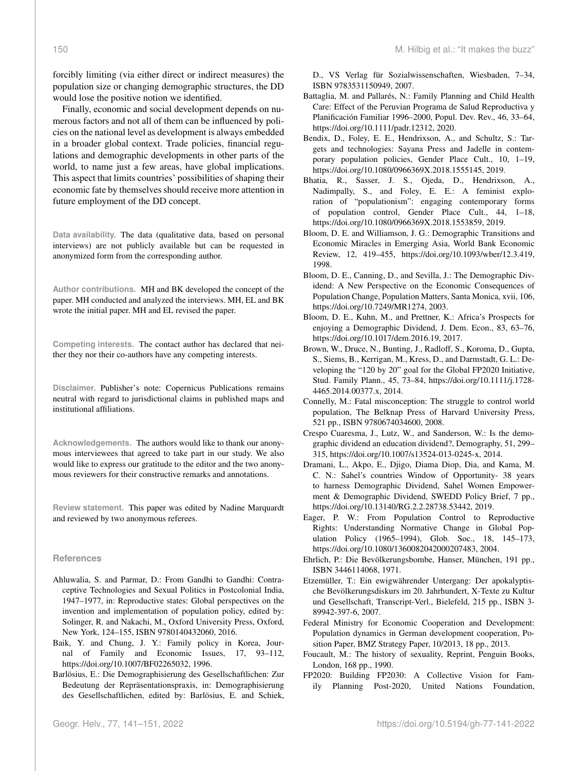forcibly limiting (via either direct or indirect measures) the population size or changing demographic structures, the DD would lose the positive notion we identified.

Finally, economic and social development depends on numerous factors and not all of them can be influenced by policies on the national level as development is always embedded in a broader global context. Trade policies, financial regulations and demographic developments in other parts of the world, to name just a few areas, have global implications. This aspect that limits countries' possibilities of shaping their economic fate by themselves should receive more attention in future employment of the DD concept.

**Data availability.** The data (qualitative data, based on personal interviews) are not publicly available but can be requested in anonymized form from the corresponding author.

**Author contributions.** MH and BK developed the concept of the paper. MH conducted and analyzed the interviews. MH, EL and BK wrote the initial paper. MH and EL revised the paper.

**Competing interests.** The contact author has declared that neither they nor their co-authors have any competing interests.

**Disclaimer.** Publisher's note: Copernicus Publications remains neutral with regard to jurisdictional claims in published maps and institutional affiliations.

**Acknowledgements.** The authors would like to thank our anonymous interviewees that agreed to take part in our study. We also would like to express our gratitude to the editor and the two anonymous reviewers for their constructive remarks and annotations.

**Review statement.** This paper was edited by Nadine Marquardt and reviewed by two anonymous referees.

## References

Ahluwalia, S. and Parmar, D.: From Gandhi to Gandhi: Contraceptive Technologies and Sexual Politics in Postcolonial India, 1947–1977, in: Reproductive states: Global perspectives on the invention and implementation of population policy, edited by: Solinger, R. and Nakachi, M., Oxford University Press, Oxford, New York, 124–155, ISBN 9780140432060, 2016.

Baik, Y. and Chung, J. Y.: Family policy in Korea, Journal of Family and Economic Issues, 17, 93–112, https://doi.org/10.1007/BF02265032, 1996.

Barlösius, E.: Die Demographisierung des Gesellschaftlichen: Zur Bedeutung der Repräsentationspraxis, in: Demographisierung des Gesellschaftlichen, edited by: Barlösius, E. and Schiek, D., VS Verlag für Sozialwissenschaften, Wiesbaden, 7–34, ISBN 9783531150949, 2007.

Battaglia, M. and Pallarés, N.: Family Planning and Child Health Care: Effect of the Peruvian Programa de Salud Reproductiva y Planificación Familiar 1996–2000, Popul. Dev. Rev., 46, 33–64, https://doi.org/10.1111/padr.12312, 2020.

Bendix, D., Foley, E. E., Hendrixson, A., and Schultz, S.: Targets and technologies: Sayana Press and Jadelle in contemporary population policies, Gender Place Cult., 10, 1–19, https://doi.org/10.1080/0966369X.2018.1555145, 2019.

Bhatia, R., Sasser, J. S., Ojeda, D., Hendrixson, A., Nadimpally, S., and Foley, E. E.: A feminist exploration of "populationism": engaging contemporary forms of population control, Gender Place Cult., 44, 1–18, https://doi.org/10.1080/0966369X.2018.1553859, 2019.

Bloom, D. E. and Williamson, J. G.: Demographic Transitions and Economic Miracles in Emerging Asia, World Bank Economic Review, 12, 419–455, https://doi.org/10.1093/wber/12.3.419, 1998.

Bloom, D. E., Canning, D., and Sevilla, J.: The Demographic Dividend: A New Perspective on the Economic Consequences of Population Change, Population Matters, Santa Monica, xvii, 106, https://doi.org/10.7249/MR1274, 2003.

Bloom, D. E., Kuhn, M., and Prettner, K.: Africa's Prospects for enjoying a Demographic Dividend, J. Dem. Econ., 83, 63–76, https://doi.org/10.1017/dem.2016.19, 2017.

Brown, W., Druce, N., Bunting, J., Radloff, S., Koroma, D., Gupta, S., Siems, B., Kerrigan, M., Kress, D., and Darmstadt, G. L.: Developing the "120 by 20" goal for the Global FP2020 Initiative, Stud. Family Plann., 45, 73–84, https://doi.org/10.1111/j.1728-4465.2014.00377.x, 2014.

Connelly, M.: Fatal misconception: The struggle to control world population, The Belknap Press of Harvard University Press, 521 pp., ISBN 9780674034600, 2008.

Crespo Cuaresma, J., Lutz, W., and Sanderson, W.: Is the demographic dividend an education dividend?, Demography, 51, 299–315, https://doi.org/10.1007/s13524-013-0245-x, 2014.

Dramani, L., Akpo, E., Djigo, Diama Diop, Dia, and Kama, M. C. N.: Sahel's countries Window of Opportunity- 38 years to harness Demographic Dividend, Sahel Women Empowerment & Demographic Dividend, SWEDD Policy Brief, 7 pp., https://doi.org/10.13140/RG.2.2.28738.53442, 2019.

Eager, P. W.: From Population Control to Reproductive Rights: Understanding Normative Change in Global Population Policy (1965–1994), Glob. Soc., 18, 145–173, https://doi.org/10.1080/1360082042000207483, 2004.

Ehrlich, P.: Die Bevölkerungsbombe, Hanser, München, 191 pp., ISBN 3446114068, 1971.

Etzemüller, T.: Ein ewigwährender Untergang: Der apokalyptische Bevölkerungsdiskurs im 20. Jahrhundert, X-Texte zu Kultur und Gesellschaft, Transcript-Verl., Bielefeld, 215 pp., ISBN 3-89942-397-6, 2007.

Federal Ministry for Economic Cooperation and Development: Population dynamics in German development cooperation, Position Paper, BMZ Strategy Paper, 10/2013, 18 pp., 2013.

Foucault, M.: The history of sexuality, Reprint, Penguin Books, London, 168 pp., 1990.

FP2020: Building FP2030: A Collective Vision for Family Planning Post-2020, United Nations Foundation,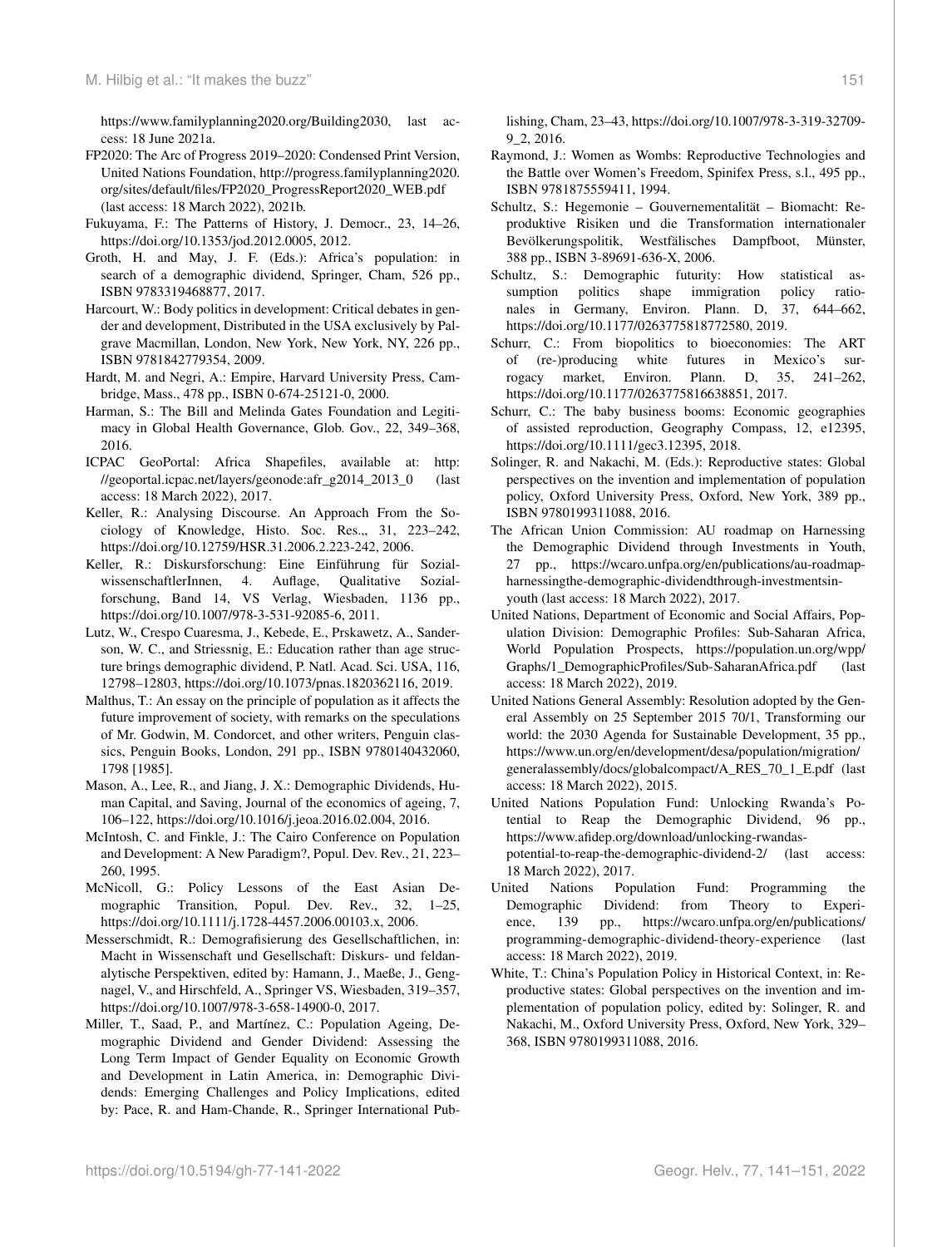https://www.familyplanning2020.org/Building2030, last access: 18 June 2021a.

FP2020: The Arc of Progress 2019–2020: Condensed Print Version, United Nations Foundation, http://progress.familyplanning2020.org/sites/default/files/FP2020_ProgressReport2020_WEB.pdf (last access: 18 March 2022), 2021b.

Fukuyama, F.: The Patterns of History, J. Democr., 23, 14–26, https://doi.org/10.1353/jod.2012.0005, 2012.

Groth, H. and May, J. F. (Eds.): Africa's population: in search of a demographic dividend, Springer, Cham, 526 pp., ISBN 9783319468877, 2017.

Harcourt, W.: Body politics in development: Critical debates in gender and development, Distributed in the USA exclusively by Palgrave Macmillan, London, New York, New York, NY, 226 pp., ISBN 9781842779354, 2009.

Hardt, M. and Negri, A.: Empire, Harvard University Press, Cambridge, Mass., 478 pp., ISBN 0-674-25121-0, 2000.

Harman, S.: The Bill and Melinda Gates Foundation and Legitimacy in Global Health Governance, Glob. Gov., 22, 349–368, 2016.

ICPAC GeoPortal: Africa Shapefiles, available at: http://geoportal.icpac.net/layers/geonode:afr_g2014_2013_0 (last access: 18 March 2022), 2017.

Keller, R.: Analysing Discourse. An Approach From the Sociology of Knowledge, Histo. Soc. Res.,, 31, 223–242, https://doi.org/10.12759/HSR.31.2006.2.223-242, 2006.

Keller, R.: Diskursforschung: Eine Einführung für SozialwissenschaftlerInnen, 4. Auflage, Qualitative Sozialforschung, Band 14, VS Verlag, Wiesbaden, 1136 pp., https://doi.org/10.1007/978-3-531-92085-6, 2011.

Lutz, W., Crespo Cuaresma, J., Kebede, E., Prskawetz, A., Sanderson, W. C., and Striessnig, E.: Education rather than age structure brings demographic dividend, P. Natl. Acad. Sci. USA, 116, 12798–12803, https://doi.org/10.1073/pnas.1820362116, 2019.

Malthus, T.: An essay on the principle of population as it affects the future improvement of society, with remarks on the speculations of Mr. Godwin, M. Condorcet, and other writers, Penguin classics, Penguin Books, London, 291 pp., ISBN 9780140432060, 1798 [1985].

Mason, A., Lee, R., and Jiang, J. X.: Demographic Dividends, Human Capital, and Saving, Journal of the economics of ageing, 7, 106–122, https://doi.org/10.1016/j.jeoa.2016.02.004, 2016.

McIntosh, C. and Finkle, J.: The Cairo Conference on Population and Development: A New Paradigm?, Popul. Dev. Rev., 21, 223–260, 1995.

McNicoll, G.: Policy Lessons of the East Asian Demographic Transition, Popul. Dev. Rev., 32, 1–25, https://doi.org/10.1111/j.1728-4457.2006.00103.x, 2006.

Messerschmidt, R.: Demografisierung des Gesellschaftlichen, in: Macht in Wissenschaft und Gesellschaft: Diskurs- und feldanalytische Perspektiven, edited by: Hamann, J., Maeße, J., Gengnagel, V., and Hirschfeld, A., Springer VS, Wiesbaden, 319–357, https://doi.org/10.1007/978-3-658-14900-0, 2017.

Miller, T., Saad, P., and Martínez, C.: Population Ageing, Demographic Dividend and Gender Dividend: Assessing the Long Term Impact of Gender Equality on Economic Growth and Development in Latin America, in: Demographic Dividends: Emerging Challenges and Policy Implications, edited by: Pace, R. and Ham-Chande, R., Springer International Publishing, Cham, 23–43, https://doi.org/10.1007/978-3-319-32709-9_2, 2016.

Raymond, J.: Women as Wombs: Reproductive Technologies and the Battle over Women's Freedom, Spinifex Press, s.l., 495 pp., ISBN 9781875559411, 1994.

Schultz, S.: Hegemonie – Gouvernementalität – Biomacht: Reproduktive Risiken und die Transformation internationaler Bevölkerungspolitik, Westfälisches Dampfboot, Münster, 388 pp., ISBN 3-89691-636-X, 2006.

Schultz, S.: Demographic futurity: How statistical assumption politics shape immigration policy rationales in Germany, Environ. Plann. D, 37, 644–662, https://doi.org/10.1177/0263775818772580, 2019.

Schurr, C.: From biopolitics to bioeconomies: The ART of (re-)producing white futures in Mexico's surrogacy market, Environ. Plann. D, 35, 241–262, https://doi.org/10.1177/0263775816638851, 2017.

Schurr, C.: The baby business booms: Economic geographies of assisted reproduction, Geography Compass, 12, e12395, https://doi.org/10.1111/gec3.12395, 2018.

Solinger, R. and Nakachi, M. (Eds.): Reproductive states: Global perspectives on the invention and implementation of population policy, Oxford University Press, Oxford, New York, 389 pp., ISBN 9780199311088, 2016.

The African Union Commission: AU roadmap on Harnessing the Demographic Dividend through Investments in Youth, 27 pp., https://wcaro.unfpa.org/en/publications/au-roadmap-harnessingthe-demographic-dividendthrough-investmentsin-youth (last access: 18 March 2022), 2017.

United Nations, Department of Economic and Social Affairs, Population Division: Demographic Profiles: Sub-Saharan Africa, World Population Prospects, https://population.un.org/wpp/Graphs/1_DemographicProfiles/Sub-SaharanAfrica.pdf (last access: 18 March 2022), 2019.

United Nations General Assembly: Resolution adopted by the General Assembly on 25 September 2015 70/1, Transforming our world: the 2030 Agenda for Sustainable Development, 35 pp., https://www.un.org/en/development/desa/population/migration/generalassembly/docs/globalcompact/A_RES_70_1_E.pdf (last access: 18 March 2022), 2015.

United Nations Population Fund: Unlocking Rwanda's Potential to Reap the Demographic Dividend, 96 pp., https://www.afidep.org/download/unlocking-rwandas-potential-to-reap-the-demographic-dividend-2/ (last access: 18 March 2022), 2017.

United Nations Population Fund: Programming the Demographic Dividend: from Theory to Experience, 139 pp., https://wcaro.unfpa.org/en/publications/programming-demographic-dividend-theory-experience (last access: 18 March 2022), 2019.

White, T.: China's Population Policy in Historical Context, in: Reproductive states: Global perspectives on the invention and implementation of population policy, edited by: Solinger, R. and Nakachi, M., Oxford University Press, Oxford, New York, 329–368, ISBN 9780199311088, 2016.